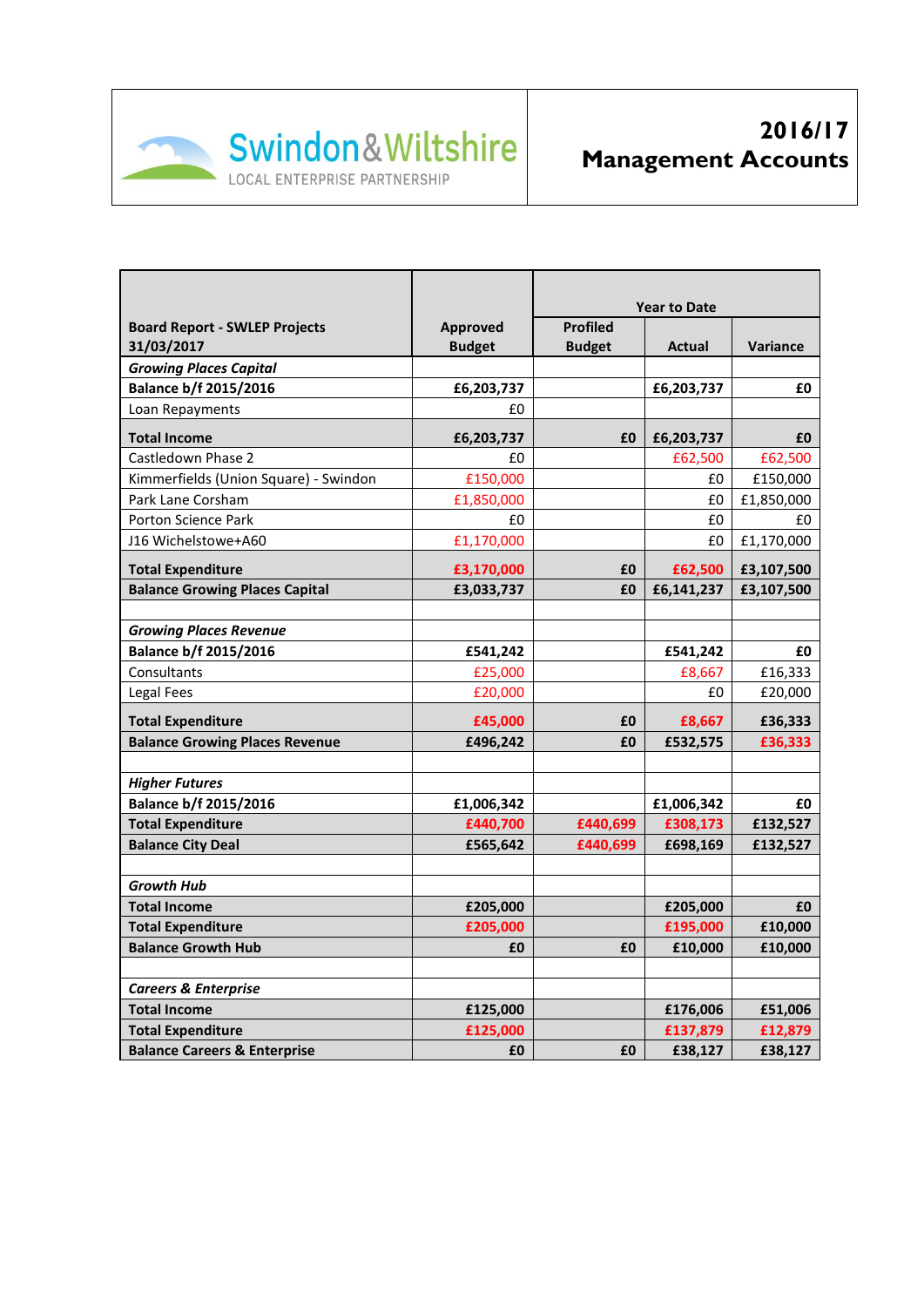Swindon & Wiltshire
LOCAL ENTERPRISE PARTNERSHIP

# 2016/17 Management Accounts

| Board Report - SWLEP Projects 31/03/2017 | Approved Budget | Year to Date | | |
|---|---|---|---|---|
| | | Profiled Budget | Actual | Variance |
| ***Growing Places Capital*** | | | | |
| **Balance b/f 2015/2016** | **£6,203,737** | | **£6,203,737** | **£0** |
| Loan Repayments | £0 | | | |
| **Total Income** | **£6,203,737** | **£0** | **£6,203,737** | **£0** |
| Castledown Phase 2 | £0 | | £62,500 | £62,500 |
| Kimmerfields (Union Square) - Swindon | £150,000 | | £0 | £150,000 |
| Park Lane Corsham | £1,850,000 | | £0 | £1,850,000 |
| Porton Science Park | £0 | | £0 | £0 |
| J16 Wichelstowe+A60 | £1,170,000 | | £0 | £1,170,000 |
| **Total Expenditure** | **£3,170,000** | **£0** | **£62,500** | **£3,107,500** |
| **Balance Growing Places Capital** | **£3,033,737** | **£0** | **£6,141,237** | **£3,107,500** |
| | | | | |
| ***Growing Places Revenue*** | | | | |
| **Balance b/f 2015/2016** | **£541,242** | | **£541,242** | **£0** |
| Consultants | £25,000 | | £8,667 | £16,333 |
| Legal Fees | £20,000 | | £0 | £20,000 |
| **Total Expenditure** | **£45,000** | **£0** | **£8,667** | **£36,333** |
| **Balance Growing Places Revenue** | **£496,242** | **£0** | **£532,575** | **£36,333** |
| | | | | |
| ***Higher Futures*** | | | | |
| **Balance b/f 2015/2016** | **£1,006,342** | | **£1,006,342** | **£0** |
| **Total Expenditure** | **£440,700** | **£440,699** | **£308,173** | **£132,527** |
| **Balance City Deal** | **£565,642** | **£440,699** | **£698,169** | **£132,527** |
| | | | | |
| ***Growth Hub*** | | | | |
| **Total Income** | **£205,000** | | **£205,000** | **£0** |
| **Total Expenditure** | **£205,000** | | **£195,000** | **£10,000** |
| **Balance Growth Hub** | **£0** | **£0** | **£10,000** | **£10,000** |
| | | | | |
| ***Careers & Enterprise*** | | | | |
| **Total Income** | **£125,000** | | **£176,006** | **£51,006** |
| **Total Expenditure** | **£125,000** | | **£137,879** | **£12,879** |
| **Balance Careers & Enterprise** | **£0** | **£0** | **£38,127** | **£38,127** |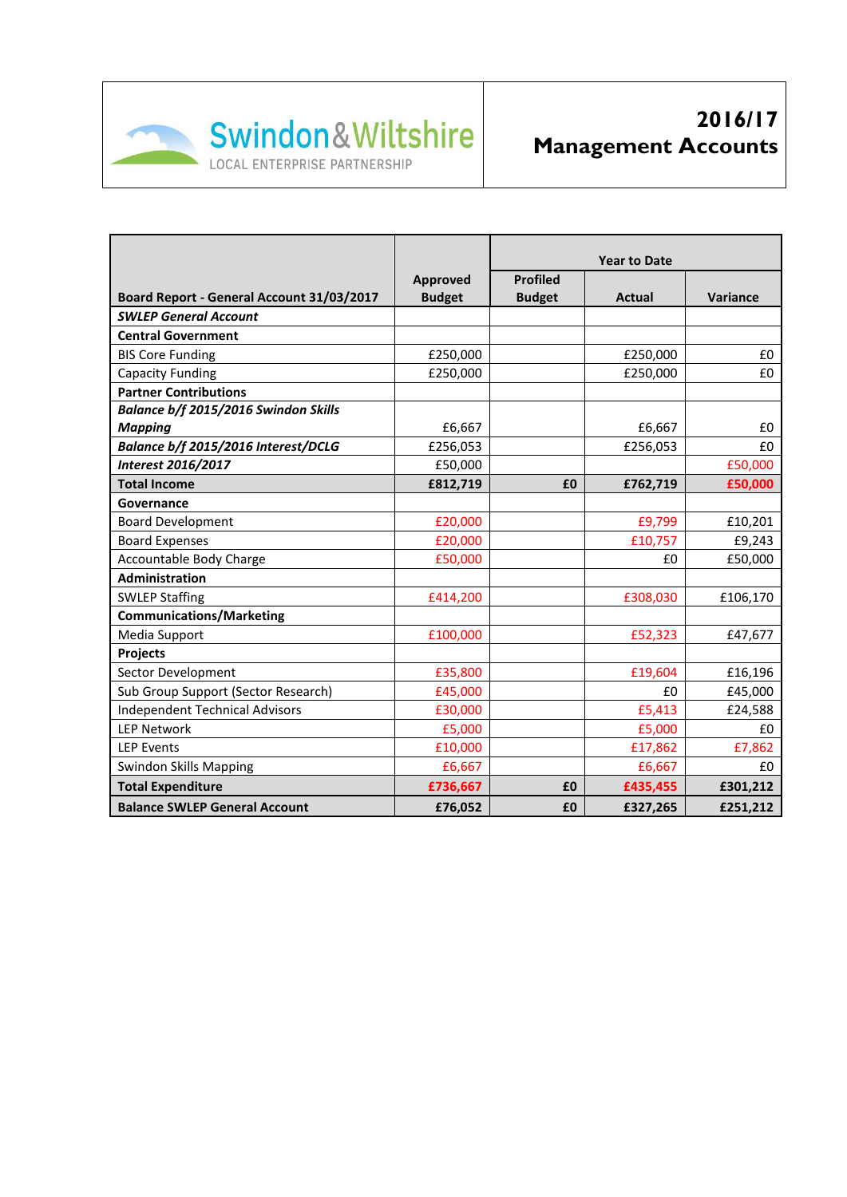Swindon&Wiltshire
LOCAL ENTERPRISE PARTNERSHIP

# 2016/17 Management Accounts

| Board Report - General Account 31/03/2017 | Approved Budget | Year to Date | | |
|---|---|---|---|---|
| | | Profiled Budget | Actual | Variance |
| ***SWLEP General Account*** | | | | |
| **Central Government** | | | | |
| BIS Core Funding | £250,000 | | £250,000 | £0 |
| Capacity Funding | £250,000 | | £250,000 | £0 |
| **Partner Contributions** | | | | |
| ***Balance b/f 2015/2016 Swindon Skills Mapping*** | £6,667 | | £6,667 | £0 |
| ***Balance b/f 2015/2016 Interest/DCLG*** | £256,053 | | £256,053 | £0 |
| ***Interest 2016/2017*** | £50,000 | | | £50,000 |
| **Total Income** | **£812,719** | **£0** | **£762,719** | **£50,000** |
| **Governance** | | | | |
| Board Development | £20,000 | | £9,799 | £10,201 |
| Board Expenses | £20,000 | | £10,757 | £9,243 |
| Accountable Body Charge | £50,000 | | £0 | £50,000 |
| **Administration** | | | | |
| SWLEP Staffing | £414,200 | | £308,030 | £106,170 |
| **Communications/Marketing** | | | | |
| Media Support | £100,000 | | £52,323 | £47,677 |
| **Projects** | | | | |
| Sector Development | £35,800 | | £19,604 | £16,196 |
| Sub Group Support (Sector Research) | £45,000 | | £0 | £45,000 |
| Independent Technical Advisors | £30,000 | | £5,413 | £24,588 |
| LEP Network | £5,000 | | £5,000 | £0 |
| LEP Events | £10,000 | | £17,862 | £7,862 |
| Swindon Skills Mapping | £6,667 | | £6,667 | £0 |
| **Total Expenditure** | **£736,667** | **£0** | **£435,455** | **£301,212** |
| **Balance SWLEP General Account** | **£76,052** | **£0** | **£327,265** | **£251,212** |